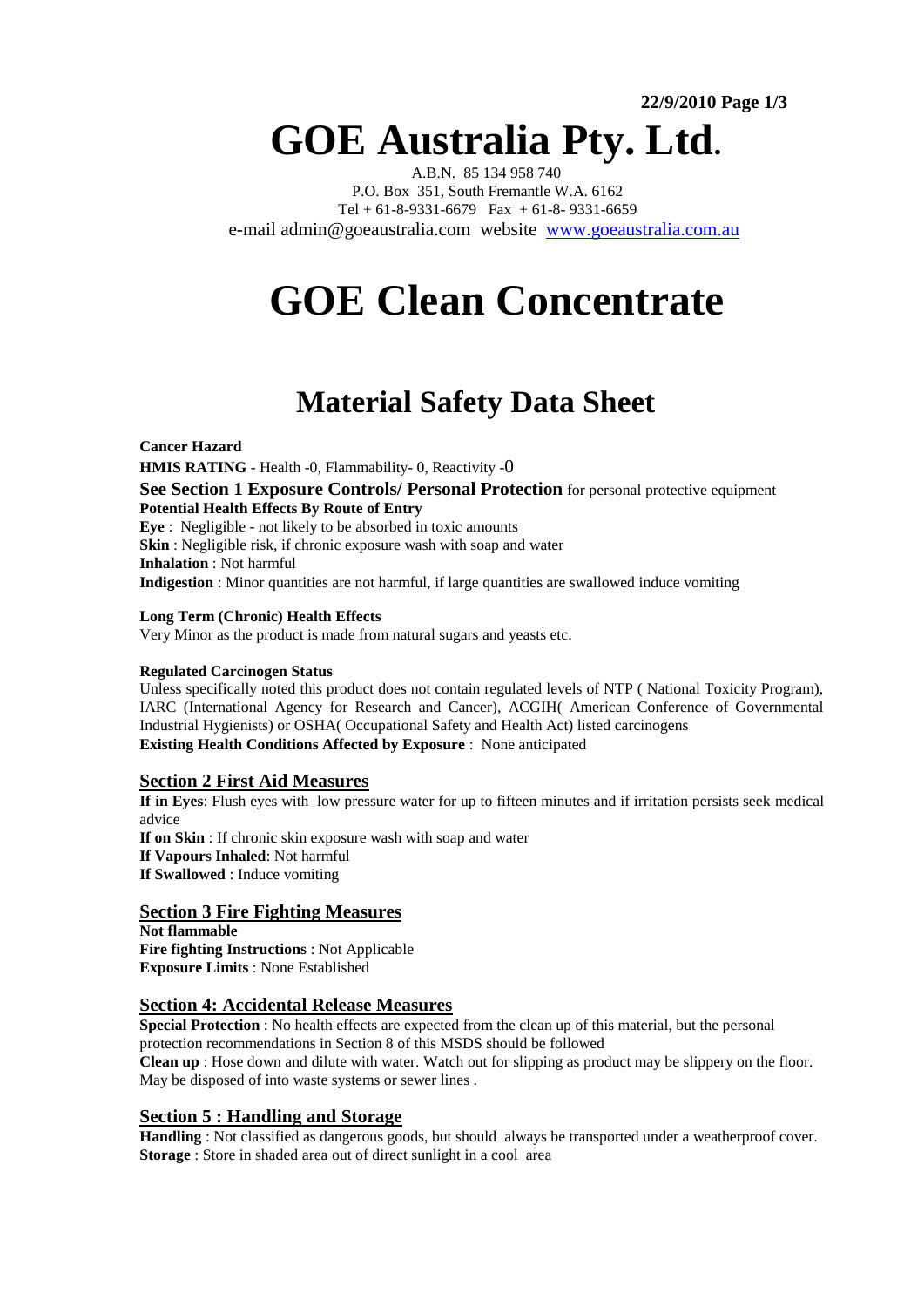22/9/2010

# GOE Australia Pty. Ltd.

A.B.N. 85 134 958 740
P.O. Box 351, South Fremantle W.A. 6162
Tel + 61-8-9331-6679 Fax + 61-8- 9331-6659
e-mail admin@goeaustralia.com website www.goeaustralia.com.au

# GOE Clean Concentrate

## Material Safety Data Sheet

**Cancer Hazard**

**HMIS RATING** - Health -0, Flammability- 0, Reactivity -0

**See Section 1 Exposure Controls/ Personal Protection** for personal protective equipment

**Potential Health Effects By Route of Entry**

**Eye** : Negligible - not likely to be absorbed in toxic amounts

**Skin** : Negligible risk, if chronic exposure wash with soap and water

**Inhalation** : Not harmful

**Indigestion** : Minor quantities are not harmful, if large quantities are swallowed induce vomiting

**Long Term (Chronic) Health Effects**

Very Minor as the product is made from natural sugars and yeasts etc.

**Regulated Carcinogen Status**

Unless specifically noted this product does not contain regulated levels of NTP ( National Toxicity Program), IARC (International Agency for Research and Cancer), ACGIH( American Conference of Governmental Industrial Hygienists) or OSHA( Occupational Safety and Health Act) listed carcinogens

**Existing Health Conditions Affected by Exposure** : None anticipated

### Section 2 First Aid Measures

**If in Eyes**: Flush eyes with low pressure water for up to fifteen minutes and if irritation persists seek medical advice

**If on Skin** : If chronic skin exposure wash with soap and water

**If Vapours Inhaled**: Not harmful

**If Swallowed** : Induce vomiting

### Section 3 Fire Fighting Measures

**Not flammable**

**Fire fighting Instructions** : Not Applicable

**Exposure Limits** : None Established

### Section 4: Accidental Release Measures

**Special Protection** : No health effects are expected from the clean up of this material, but the personal protection recommendations in Section 8 of this MSDS should be followed

**Clean up** : Hose down and dilute with water. Watch out for slipping as product may be slippery on the floor. May be disposed of into waste systems or sewer lines .

### Section 5 : Handling and Storage

**Handling** : Not classified as dangerous goods, but should always be transported under a weatherproof cover.

**Storage** : Store in shaded area out of direct sunlight in a cool area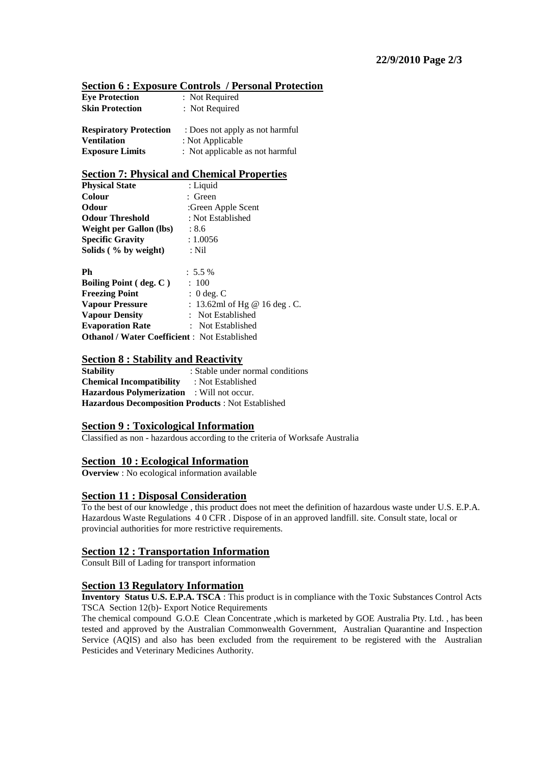## Section 6 : Exposure Controls / Personal Protection

**Eye Protection** : Not Required
**Skin Protection** : Not Required

**Respiratory Protection** : Does not apply as not harmful
**Ventilation** : Not Applicable
**Exposure Limits** : Not applicable as not harmful

## Section 7: Physical and Chemical Properties

**Physical State** : Liquid
**Colour** : Green
**Odour** :Green Apple Scent
**Odour Threshold** : Not Established
**Weight per Gallon (lbs)** : 8.6
**Specific Gravity** : 1.0056
**Solids ( % by weight)** : Nil

**Ph** : 5.5 %
**Boiling Point ( deg. C )** : 100
**Freezing Point** : 0 deg. C
**Vapour Pressure** : 13.62ml of Hg @ 16 deg . C.
**Vapour Density** : Not Established
**Evaporation Rate** : Not Established
**Othanol / Water Coefficient** : Not Established

## Section 8 : Stability and Reactivity

**Stability** : Stable under normal conditions
**Chemical Incompatibility** : Not Established
**Hazardous Polymerization** : Will not occur.
**Hazardous Decomposition Products** : Not Established

## Section 9 : Toxicological Information

Classified as non - hazardous according to the criteria of Worksafe Australia

## Section 10 : Ecological Information

**Overview** : No ecological information available

## Section 11 : Disposal Consideration

To the best of our knowledge , this product does not meet the definition of hazardous waste under U.S. E.P.A. Hazardous Waste Regulations 4 0 CFR . Dispose of in an approved landfill. site. Consult state, local or provincial authorities for more restrictive requirements.

## Section 12 : Transportation Information

Consult Bill of Lading for transport information

## Section 13 Regulatory Information

**Inventory Status U.S. E.P.A. TSCA** : This product is in compliance with the Toxic Substances Control Acts TSCA Section 12(b)- Export Notice Requirements

The chemical compound G.O.E Clean Concentrate ,which is marketed by GOE Australia Pty. Ltd. , has been tested and approved by the Australian Commonwealth Government, Australian Quarantine and Inspection Service (AQIS) and also has been excluded from the requirement to be registered with the Australian Pesticides and Veterinary Medicines Authority.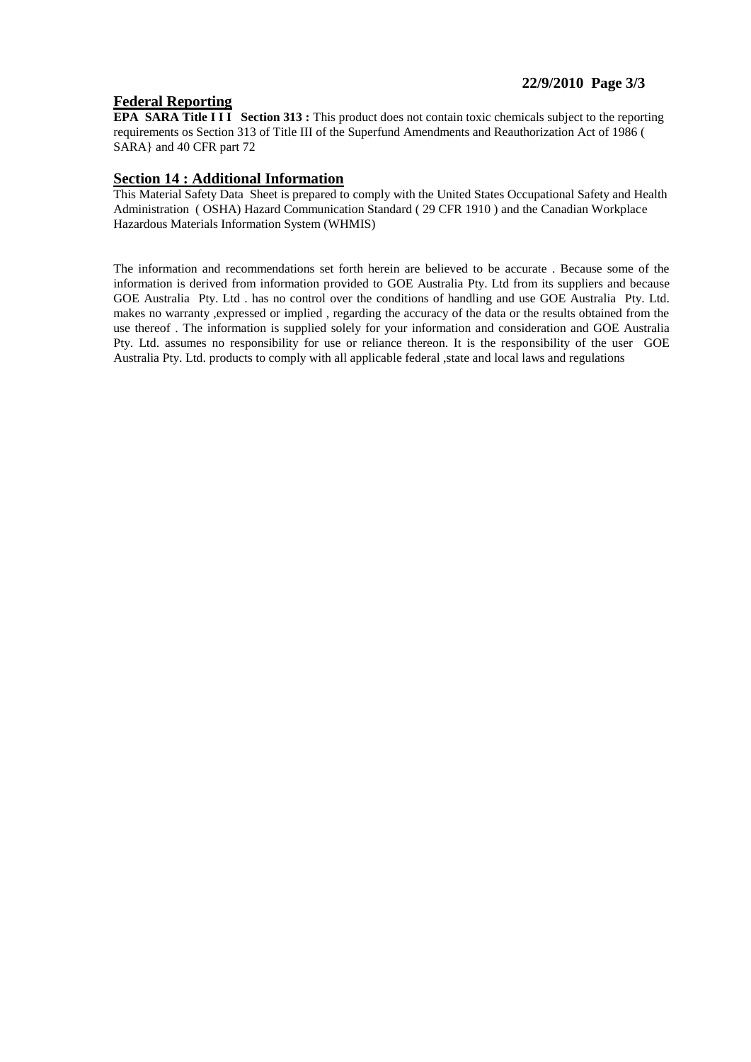## Federal Reporting

**EPA SARA Title I I I Section 313 :** This product does not contain toxic chemicals subject to the reporting requirements os Section 313 of Title III of the Superfund Amendments and Reauthorization Act of 1986 ( SARA} and 40 CFR part 72

## Section 14 : Additional Information

This Material Safety Data Sheet is prepared to comply with the United States Occupational Safety and Health Administration ( OSHA) Hazard Communication Standard ( 29 CFR 1910 ) and the Canadian Workplace Hazardous Materials Information System (WHMIS)

The information and recommendations set forth herein are believed to be accurate . Because some of the information is derived from information provided to GOE Australia Pty. Ltd from its suppliers and because GOE Australia Pty. Ltd . has no control over the conditions of handling and use GOE Australia Pty. Ltd. makes no warranty ,expressed or implied , regarding the accuracy of the data or the results obtained from the use thereof . The information is supplied solely for your information and consideration and GOE Australia Pty. Ltd. assumes no responsibility for use or reliance thereon. It is the responsibility of the user GOE Australia Pty. Ltd. products to comply with all applicable federal ,state and local laws and regulations